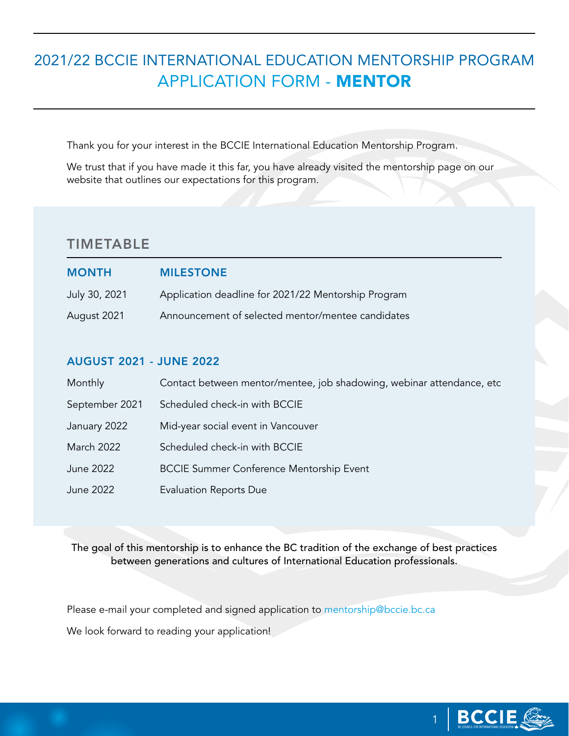# 2021/22 BCCIE INTERNATIONAL EDUCATION MENTORSHIP PROGRAM APPLICATION FORM - **MENTOR**

Thank you for your interest in the BCCIE International Education Mentorship Program.

We trust that if you have made it this far, you have already visited the mentorship page on our website that outlines our expectations for this program.

## TIMETABLE

| MONTH | MILESTONE |
|---|---|
| July 30, 2021 | Application deadline for 2021/22 Mentorship Program |
| August 2021 | Announcement of selected mentor/mentee candidates |

### AUGUST 2021 - JUNE 2022

| | |
|---|---|
| Monthly | Contact between mentor/mentee, job shadowing, webinar attendance, etc |
| September 2021 | Scheduled check-in with BCCIE |
| January 2022 | Mid-year social event in Vancouver |
| March 2022 | Scheduled check-in with BCCIE |
| June 2022 | BCCIE Summer Conference Mentorship Event |
| June 2022 | Evaluation Reports Due |

The goal of this mentorship is to enhance the BC tradition of the exchange of best practices between generations and cultures of International Education professionals.

Please e-mail your completed and signed application to mentorship@bccie.bc.ca

We look forward to reading your application!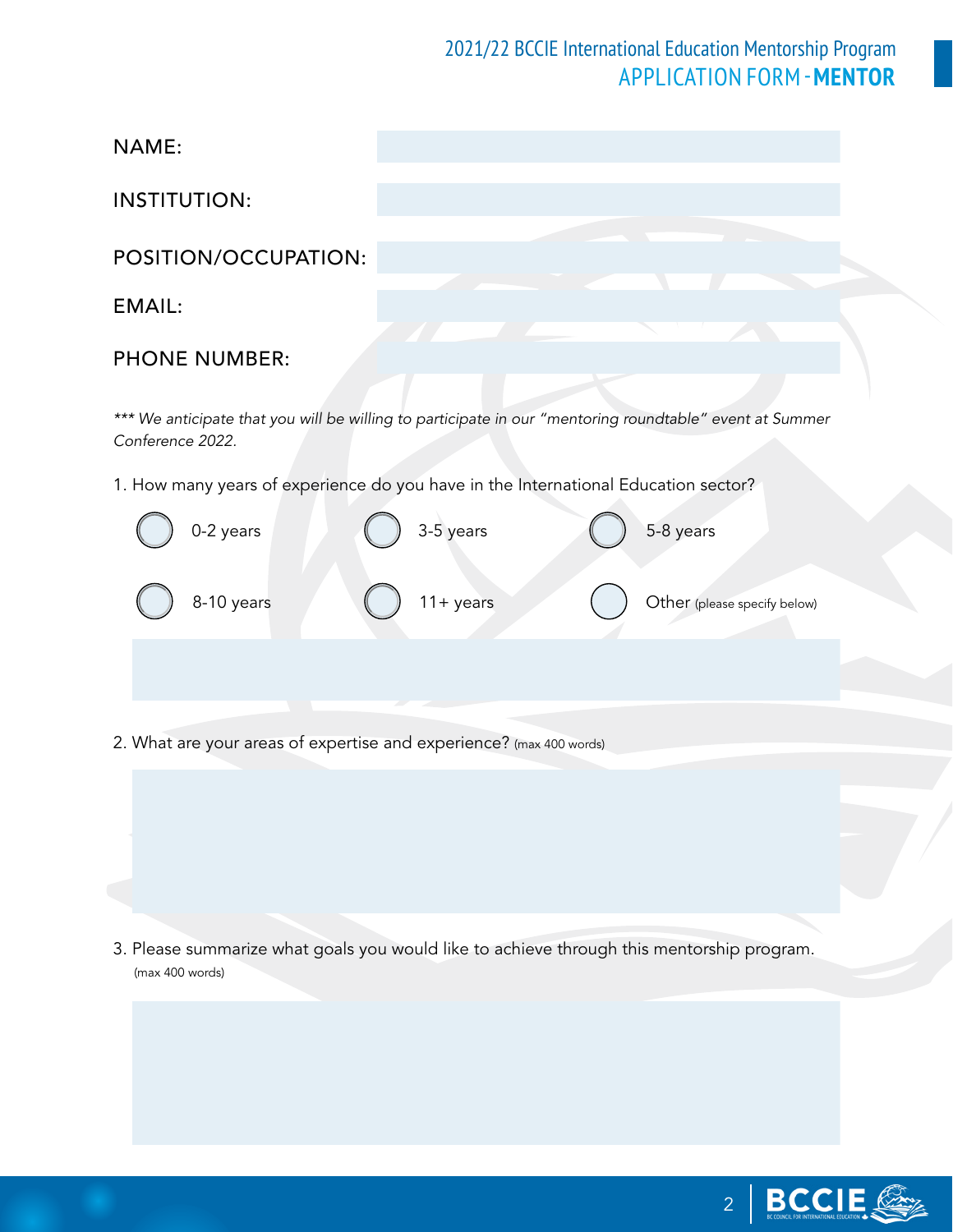## 2021/22 BCCIE International Education Mentorship Program
## APPLICATION FORM - **MENTOR**

NAME:

INSTITUTION:

POSITION/OCCUPATION:

EMAIL:

PHONE NUMBER:

*\*\*\* We anticipate that you will be willing to participate in our "mentoring roundtable" event at Summer Conference 2022.*

1. How many years of experience do you have in the International Education sector?

- ○ 0-2 years
- ○ 3-5 years
- ○ 5-8 years
- ○ 8-10 years
- ○ 11+ years
- ○ Other (please specify below)

2. What are your areas of expertise and experience? (max 400 words)

3. Please summarize what goals you would like to achieve through this mentorship program. (max 400 words)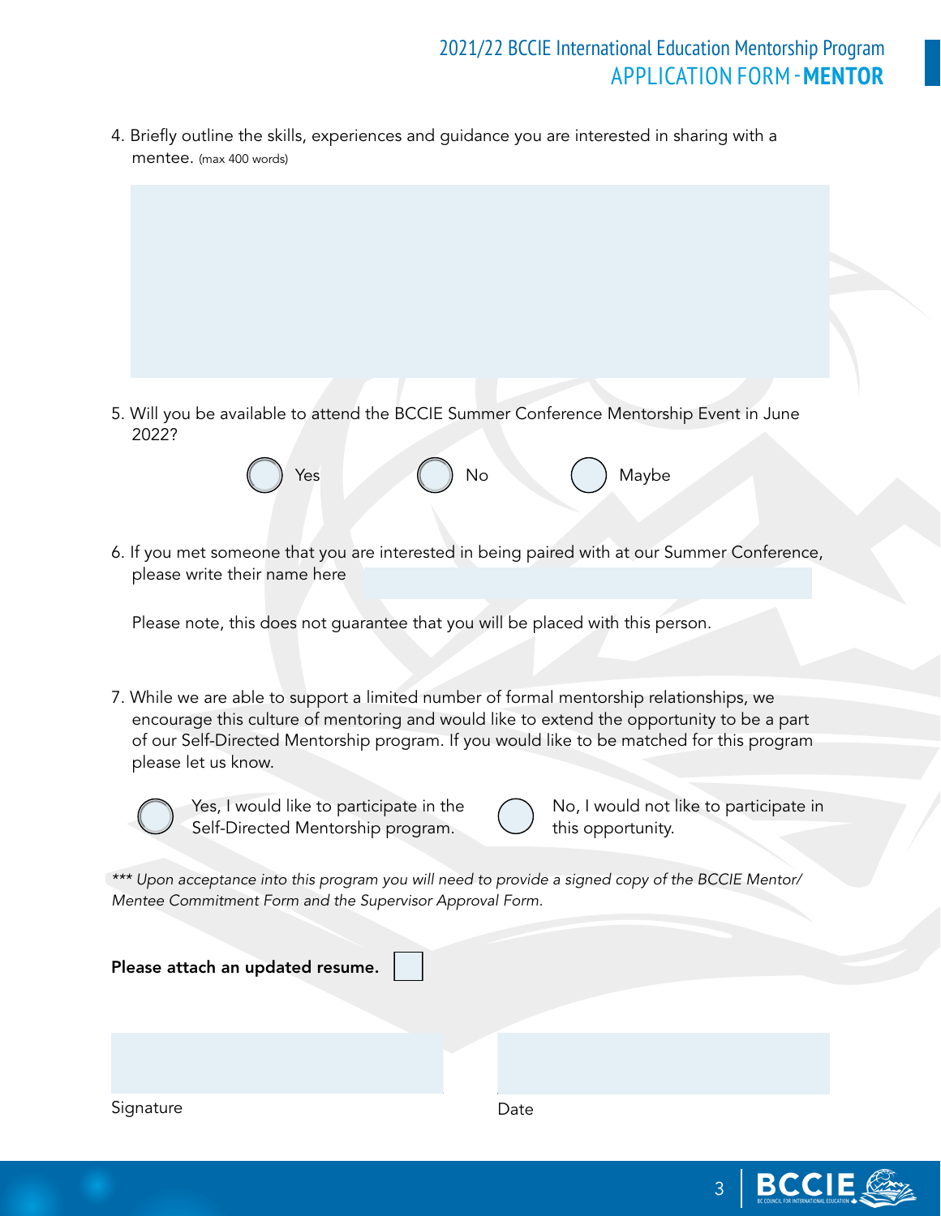4. Briefly outline the skills, experiences and guidance you are interested in sharing with a mentee. (max 400 words)

5. Will you be available to attend the BCCIE Summer Conference Mentorship Event in June 2022?

◯ Yes ◯ No ◯ Maybe

6. If you met someone that you are interested in being paired with at our Summer Conference, please write their name here

Please note, this does not guarantee that you will be placed with this person.

7. While we are able to support a limited number of formal mentorship relationships, we encourage this culture of mentoring and would like to extend the opportunity to be a part of our Self-Directed Mentorship program. If you would like to be matched for this program please let us know.

◯ Yes, I would like to participate in the Self-Directed Mentorship program.

◯ No, I would not like to participate in this opportunity.

*\*\*\* Upon acceptance into this program you will need to provide a signed copy of the BCCIE Mentor/Mentee Commitment Form and the Supervisor Approval Form.*

**Please attach an updated resume.** ☐

Signature

Date